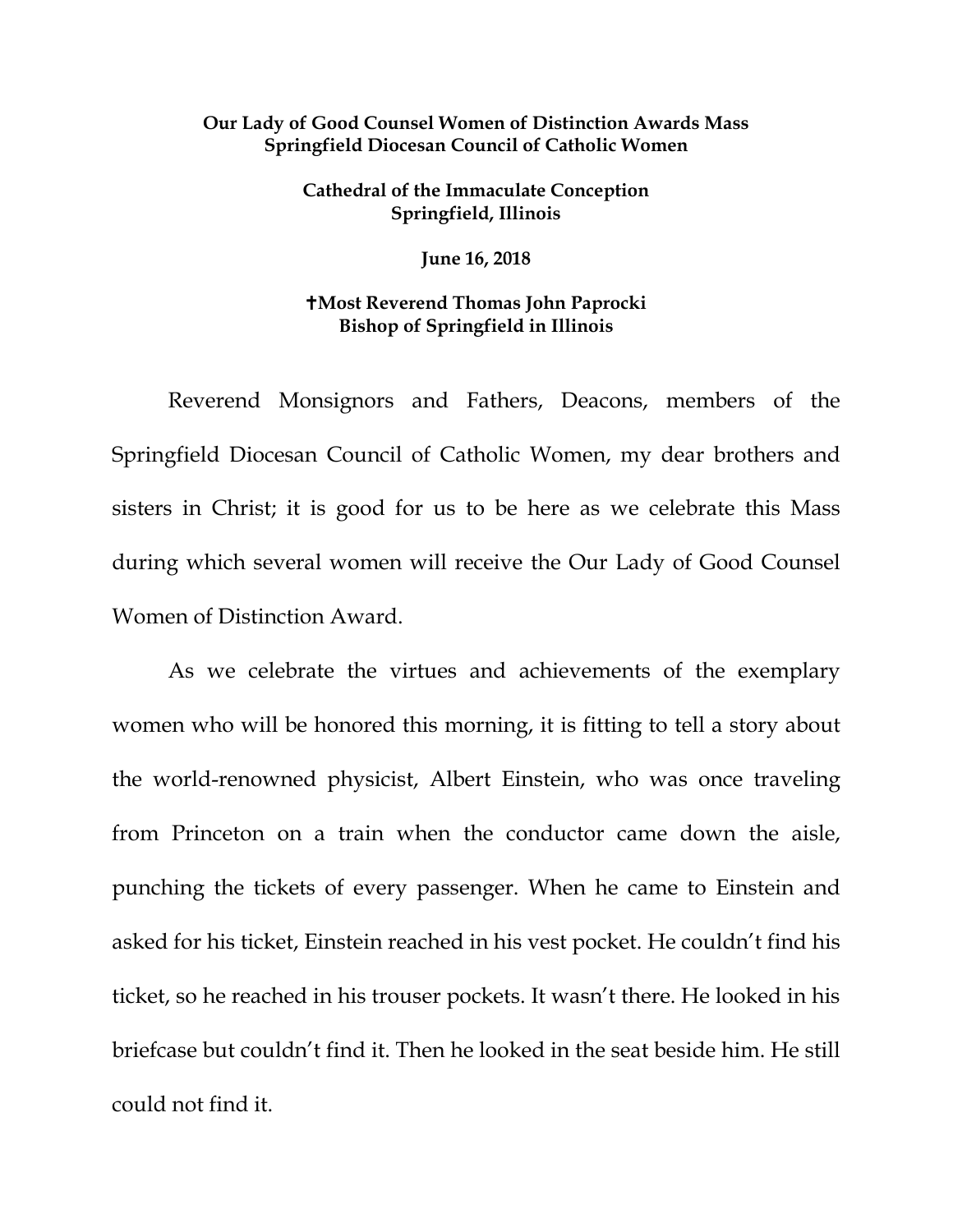**Our Lady of Good Counsel Women of Distinction Awards Mass**
**Springfield Diocesan Council of Catholic Women**

**Cathedral of the Immaculate Conception**
**Springfield, Illinois**

**June 16, 2018**

**✝Most Reverend Thomas John Paprocki**
**Bishop of Springfield in Illinois**

Reverend Monsignors and Fathers, Deacons, members of the Springfield Diocesan Council of Catholic Women, my dear brothers and sisters in Christ; it is good for us to be here as we celebrate this Mass during which several women will receive the Our Lady of Good Counsel Women of Distinction Award.

As we celebrate the virtues and achievements of the exemplary women who will be honored this morning, it is fitting to tell a story about the world-renowned physicist, Albert Einstein, who was once traveling from Princeton on a train when the conductor came down the aisle, punching the tickets of every passenger. When he came to Einstein and asked for his ticket, Einstein reached in his vest pocket. He couldn't find his ticket, so he reached in his trouser pockets. It wasn't there. He looked in his briefcase but couldn't find it. Then he looked in the seat beside him. He still could not find it.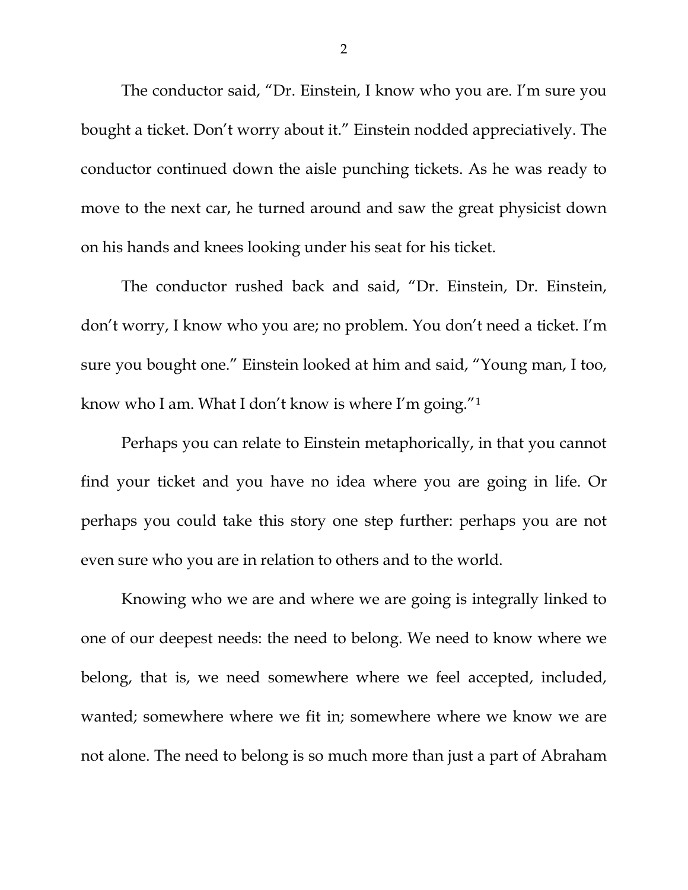The conductor said, “Dr. Einstein, I know who you are. I’m sure you bought a ticket. Don’t worry about it.” Einstein nodded appreciatively. The conductor continued down the aisle punching tickets. As he was ready to move to the next car, he turned around and saw the great physicist down on his hands and knees looking under his seat for his ticket.

The conductor rushed back and said, “Dr. Einstein, Dr. Einstein, don’t worry, I know who you are; no problem. You don’t need a ticket. I’m sure you bought one.” Einstein looked at him and said, “Young man, I too, know who I am. What I don’t know is where I’m going.”[1]

Perhaps you can relate to Einstein metaphorically, in that you cannot find your ticket and you have no idea where you are going in life. Or perhaps you could take this story one step further: perhaps you are not even sure who you are in relation to others and to the world.

Knowing who we are and where we are going is integrally linked to one of our deepest needs: the need to belong. We need to know where we belong, that is, we need somewhere where we feel accepted, included, wanted; somewhere where we fit in; somewhere where we know we are not alone. The need to belong is so much more than just a part of Abraham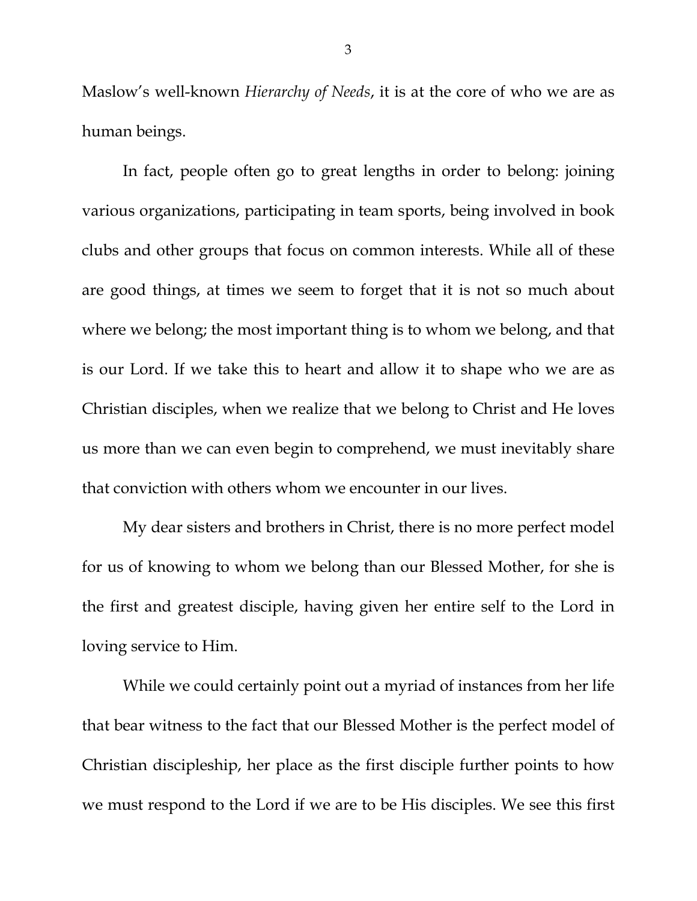Maslow's well-known *Hierarchy of Needs*, it is at the core of who we are as human beings.

In fact, people often go to great lengths in order to belong: joining various organizations, participating in team sports, being involved in book clubs and other groups that focus on common interests. While all of these are good things, at times we seem to forget that it is not so much about where we belong; the most important thing is to whom we belong, and that is our Lord. If we take this to heart and allow it to shape who we are as Christian disciples, when we realize that we belong to Christ and He loves us more than we can even begin to comprehend, we must inevitably share that conviction with others whom we encounter in our lives.

My dear sisters and brothers in Christ, there is no more perfect model for us of knowing to whom we belong than our Blessed Mother, for she is the first and greatest disciple, having given her entire self to the Lord in loving service to Him.

While we could certainly point out a myriad of instances from her life that bear witness to the fact that our Blessed Mother is the perfect model of Christian discipleship, her place as the first disciple further points to how we must respond to the Lord if we are to be His disciples. We see this first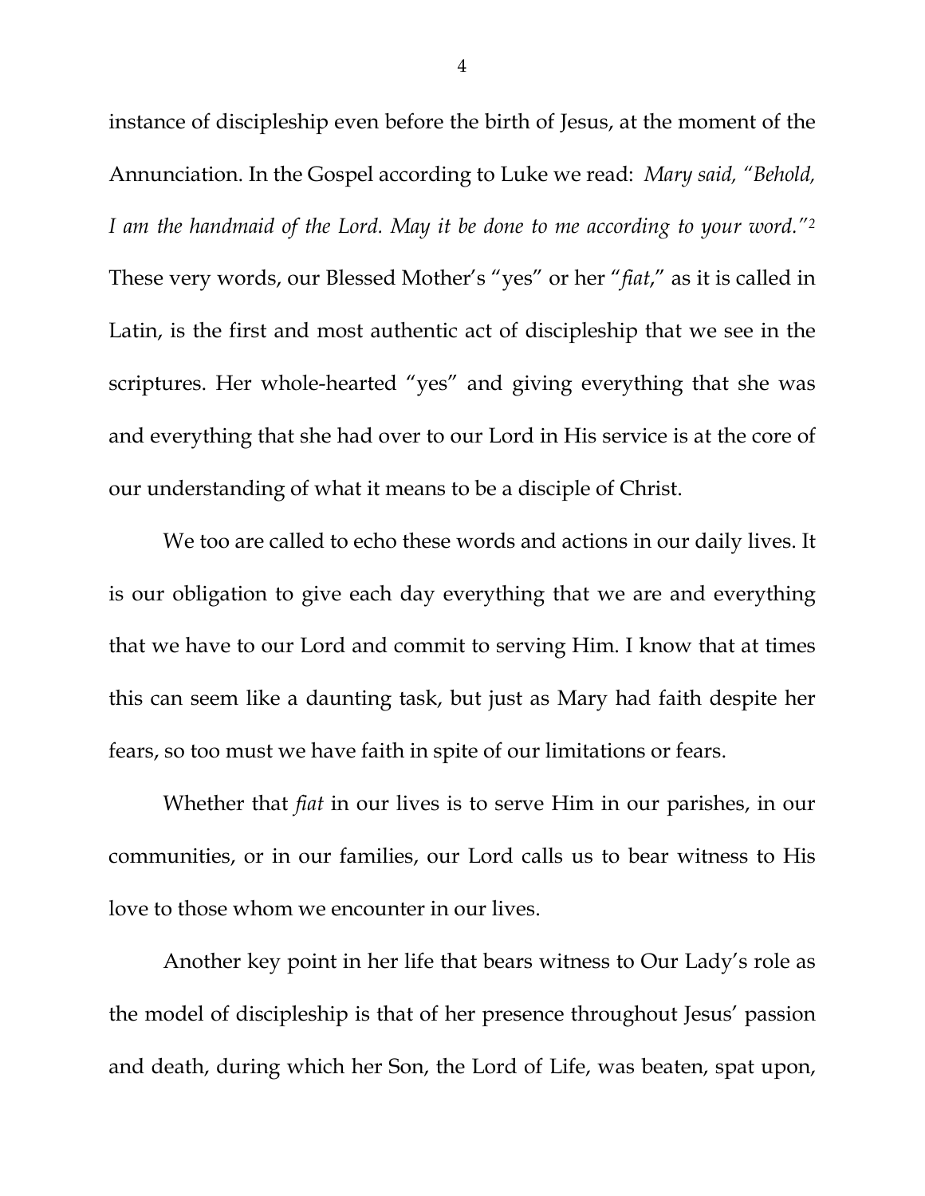instance of discipleship even before the birth of Jesus, at the moment of the Annunciation. In the Gospel according to Luke we read: *Mary said, "Behold, I am the handmaid of the Lord. May it be done to me according to your word."*[2] These very words, our Blessed Mother's "yes" or her "*fiat*," as it is called in Latin, is the first and most authentic act of discipleship that we see in the scriptures. Her whole-hearted "yes" and giving everything that she was and everything that she had over to our Lord in His service is at the core of our understanding of what it means to be a disciple of Christ.

We too are called to echo these words and actions in our daily lives. It is our obligation to give each day everything that we are and everything that we have to our Lord and commit to serving Him. I know that at times this can seem like a daunting task, but just as Mary had faith despite her fears, so too must we have faith in spite of our limitations or fears.

Whether that *fiat* in our lives is to serve Him in our parishes, in our communities, or in our families, our Lord calls us to bear witness to His love to those whom we encounter in our lives.

Another key point in her life that bears witness to Our Lady's role as the model of discipleship is that of her presence throughout Jesus' passion and death, during which her Son, the Lord of Life, was beaten, spat upon,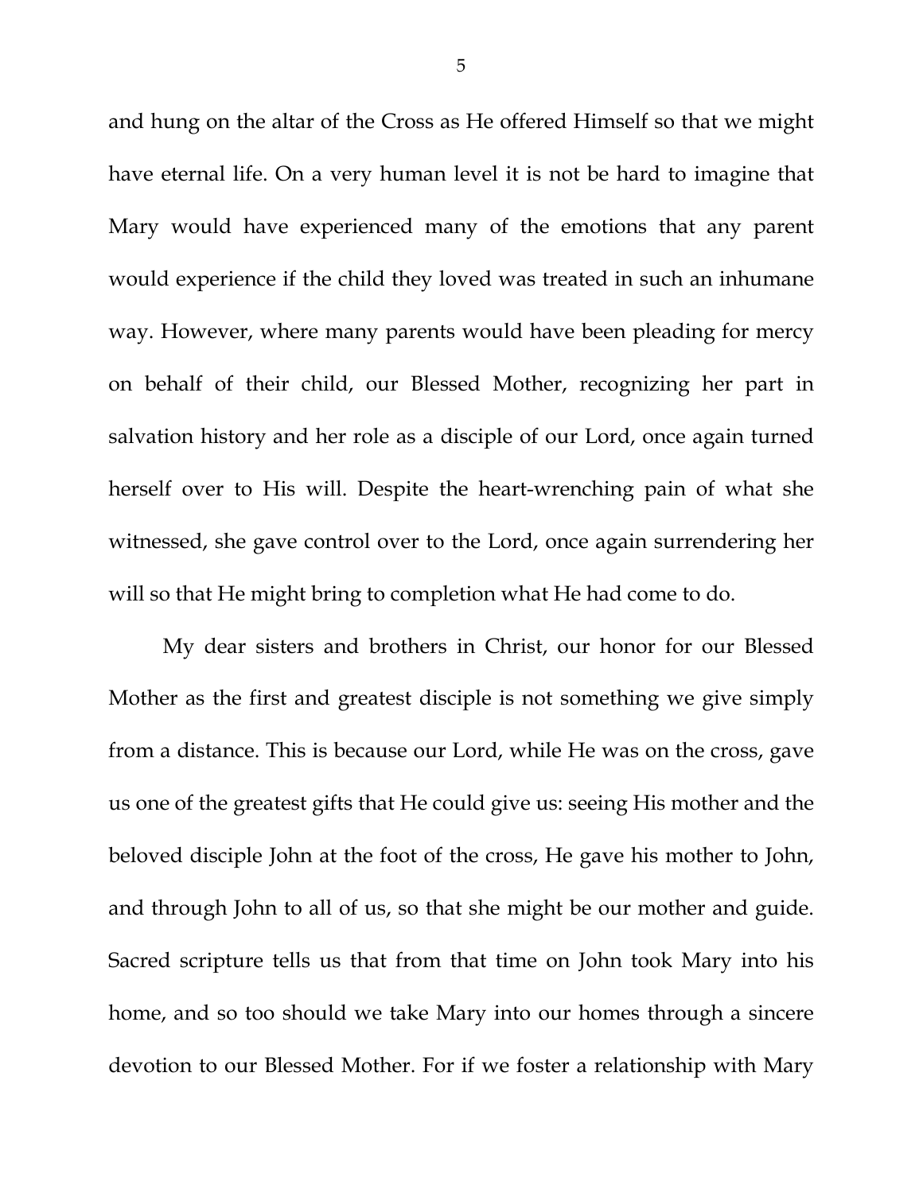and hung on the altar of the Cross as He offered Himself so that we might have eternal life. On a very human level it is not be hard to imagine that Mary would have experienced many of the emotions that any parent would experience if the child they loved was treated in such an inhumane way. However, where many parents would have been pleading for mercy on behalf of their child, our Blessed Mother, recognizing her part in salvation history and her role as a disciple of our Lord, once again turned herself over to His will. Despite the heart-wrenching pain of what she witnessed, she gave control over to the Lord, once again surrendering her will so that He might bring to completion what He had come to do.

My dear sisters and brothers in Christ, our honor for our Blessed Mother as the first and greatest disciple is not something we give simply from a distance. This is because our Lord, while He was on the cross, gave us one of the greatest gifts that He could give us: seeing His mother and the beloved disciple John at the foot of the cross, He gave his mother to John, and through John to all of us, so that she might be our mother and guide. Sacred scripture tells us that from that time on John took Mary into his home, and so too should we take Mary into our homes through a sincere devotion to our Blessed Mother. For if we foster a relationship with Mary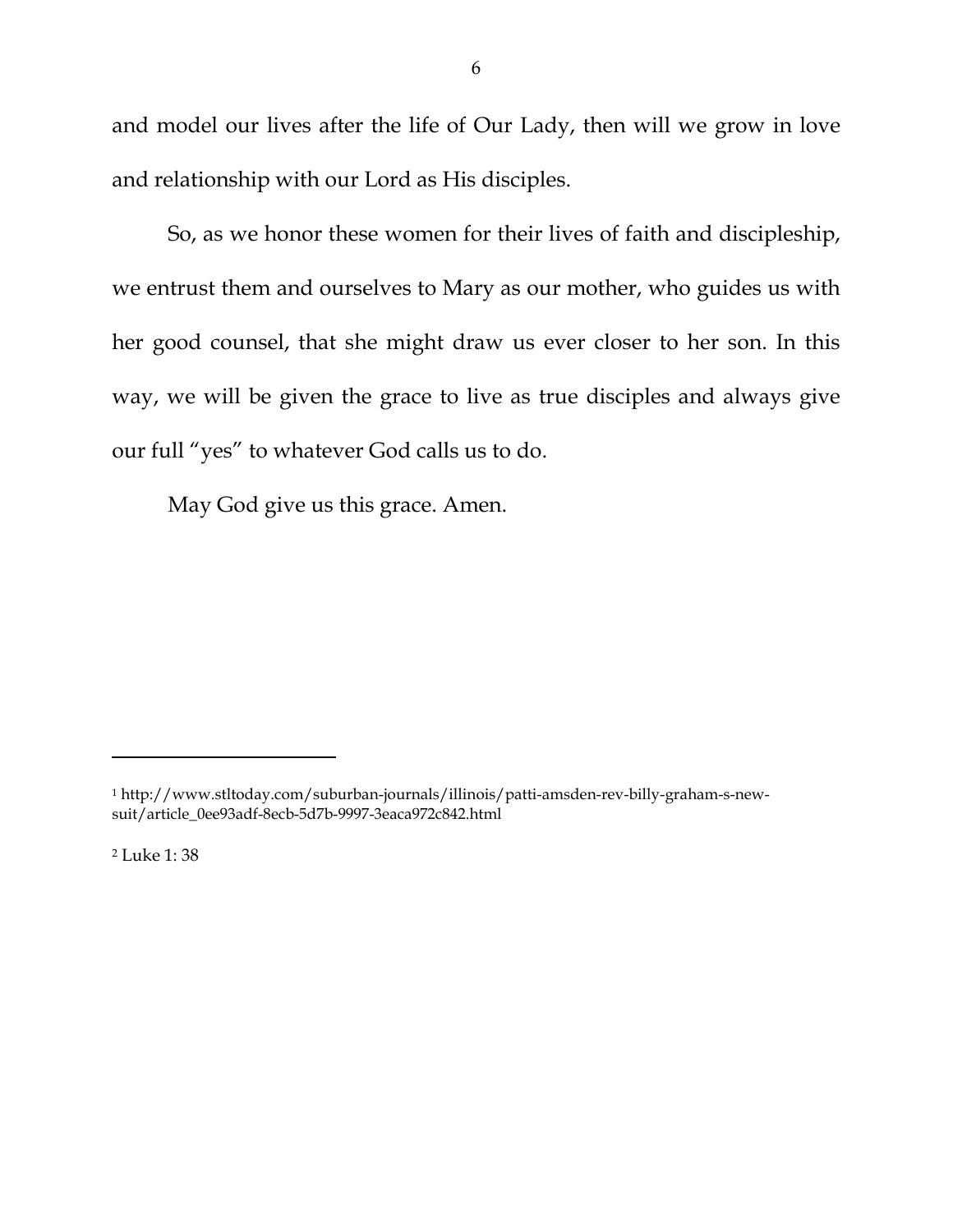and model our lives after the life of Our Lady, then will we grow in love and relationship with our Lord as His disciples.

So, as we honor these women for their lives of faith and discipleship, we entrust them and ourselves to Mary as our mother, who guides us with her good counsel, that she might draw us ever closer to her son. In this way, we will be given the grace to live as true disciples and always give our full "yes" to whatever God calls us to do.

May God give us this grace. Amen.

---

[1] http://www.stltoday.com/suburban-journals/illinois/patti-amsden-rev-billy-graham-s-new-suit/article_0ee93adf-8ecb-5d7b-9997-3eaca972c842.html

[2] Luke 1: 38